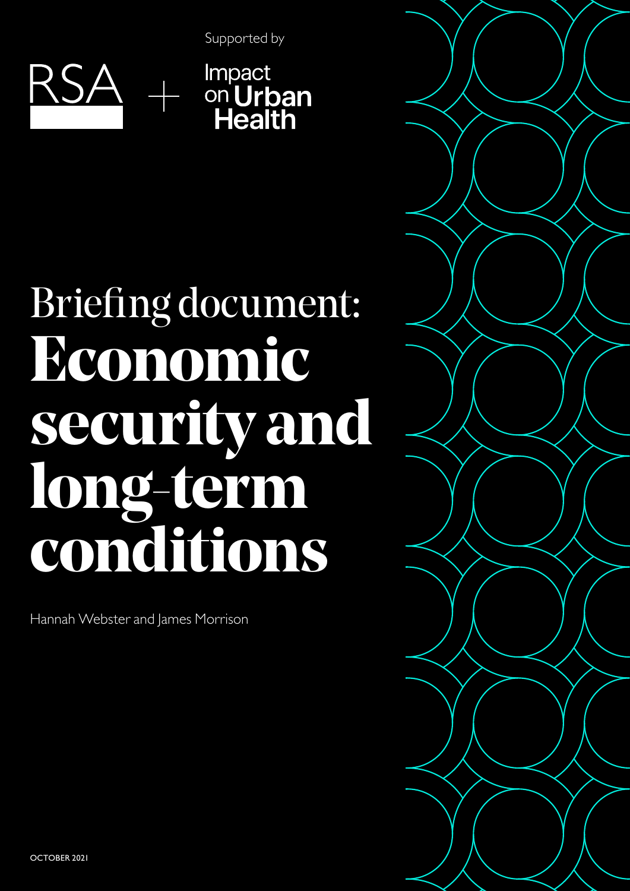Supported by

RSA + Impact on Urban Health

# Briefing document: Economic security and long-term conditions

Hannah Webster and James Morrison

OCTOBER 2021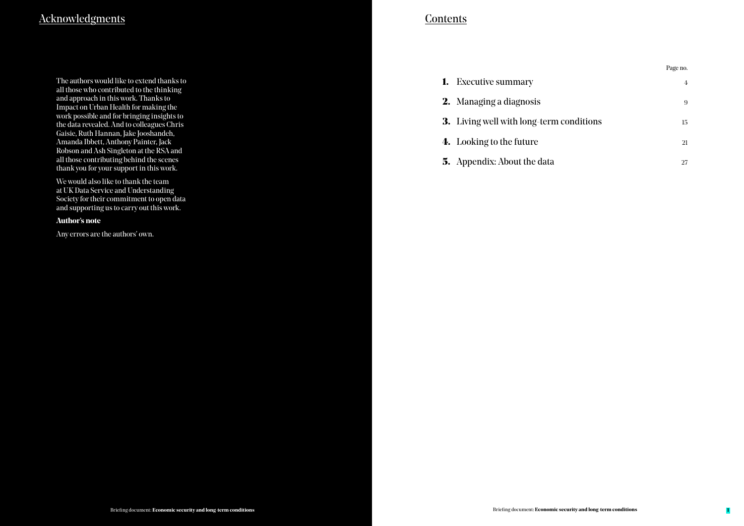## Acknowledgments

The authors would like to extend thanks to all those who contributed to the thinking and approach in this work. Thanks to Impact on Urban Health for making the work possible and for bringing insights to the data revealed. And to colleagues Chris Gaisie, Ruth Hannan, Jake Jooshandeh, Amanda Ibbett, Anthony Painter, Jack Robson and Ash Singleton at the RSA and all those contributing behind the scenes thank you for your support in this work.

We would also like to thank the team at UK Data Service and Understanding Society for their commitment to open data and supporting us to carry out this work.

**Author's note**

Any errors are the authors' own.

## Contents

| | | Page no. |
|---|---|---|
| **1.** | Executive summary | 4 |
| **2.** | Managing a diagnosis | 9 |
| **3.** | Living well with long-term conditions | 15 |
| **4.** | Looking to the future | 21 |
| **5.** | Appendix: About the data | 27 |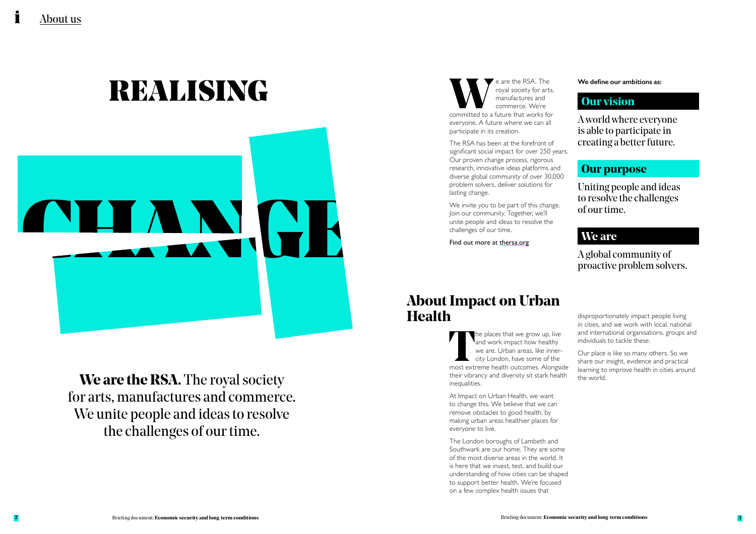About us

# REALISING CHANGE

**We are the RSA.** The royal society for arts, manufactures and commerce. We unite people and ideas to resolve the challenges of our time.

We are the RSA. The royal society for arts, manufactures and commerce. We're committed to a future that works for everyone. A future where we can all participate in its creation.

The RSA has been at the forefront of significant social impact for over 250 years. Our proven change process, rigorous research, innovative ideas platforms and diverse global community of over 30,000 problem solvers, deliver solutions for lasting change.

We invite you to be part of this change. Join our community. Together, we'll unite people and ideas to resolve the challenges of our time.

Find out more at thersa.org

**We define our ambitions as:**

## Our vision

A world where everyone is able to participate in creating a better future.

## Our purpose

Uniting people and ideas to resolve the challenges of our time.

## We are

A global community of proactive problem solvers.

## About Impact on Urban Health

The places that we grow up, live and work impact how healthy we are. Urban areas, like inner-city London, have some of the most extreme health outcomes. Alongside their vibrancy and diversity sit stark health inequalities.

At Impact on Urban Health, we want to change this. We believe that we can remove obstacles to good health, by making urban areas healthier places for everyone to live.

The London boroughs of Lambeth and Southwark are our home. They are some of the most diverse areas in the world. It is here that we invest, test, and build our understanding of how cities can be shaped to support better health. We're focused on a few complex health issues that disproportionately impact people living in cities, and we work with local, national and international organisations, groups and individuals to tackle these.

Our place is like so many others. So we share our insight, evidence and practical learning to improve health in cities around the world.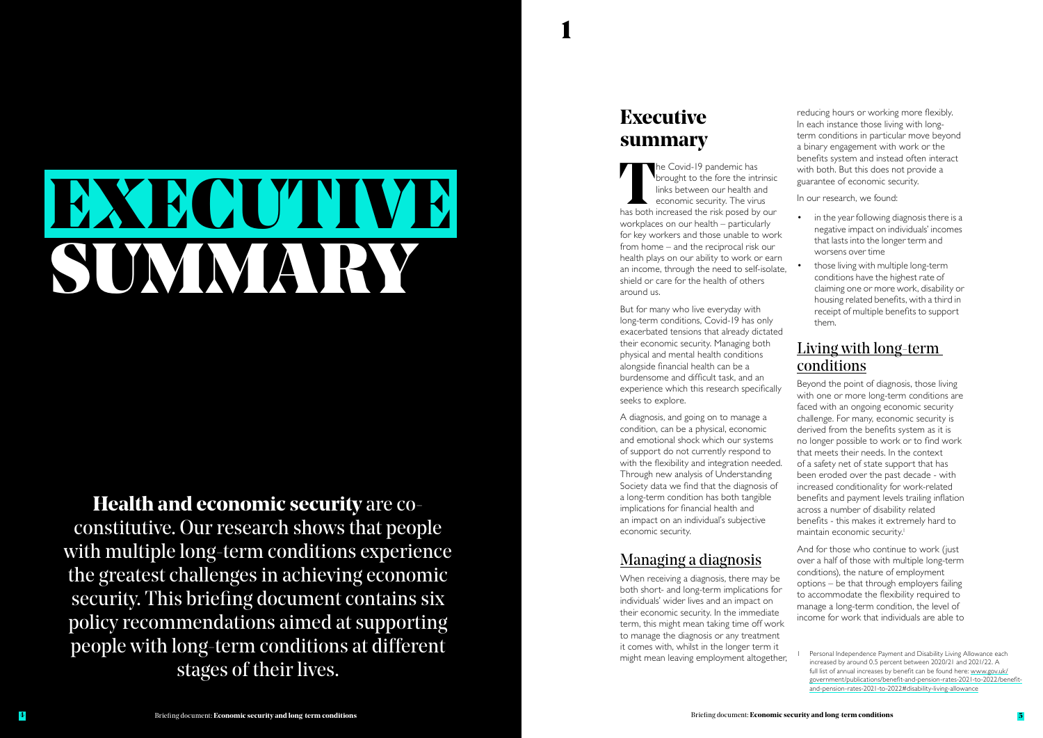# EXECUTIVE SUMMARY

**Health and economic security** are co-constitutive. Our research shows that people with multiple long-term conditions experience the greatest challenges in achieving economic security. This briefing document contains six policy recommendations aimed at supporting people with long-term conditions at different stages of their lives.

1

## Executive summary

The Covid-19 pandemic has brought to the fore the intrinsic links between our health and economic security. The virus has both increased the risk posed by our workplaces on our health – particularly for key workers and those unable to work from home – and the reciprocal risk our health plays on our ability to work or earn an income, through the need to self-isolate, shield or care for the health of others around us.

But for many who live everyday with long-term conditions, Covid-19 has only exacerbated tensions that already dictated their economic security. Managing both physical and mental health conditions alongside financial health can be a burdensome and difficult task, and an experience which this research specifically seeks to explore.

A diagnosis, and going on to manage a condition, can be a physical, economic and emotional shock which our systems of support do not currently respond to with the flexibility and integration needed. Through new analysis of Understanding Society data we find that the diagnosis of a long-term condition has both tangible implications for financial health and an impact on an individual's subjective economic security.

### Managing a diagnosis

When receiving a diagnosis, there may be both short- and long-term implications for individuals' wider lives and an impact on their economic security. In the immediate term, this might mean taking time off work to manage the diagnosis or any treatment it comes with, whilst in the longer term it might mean leaving employment altogether, reducing hours or working more flexibly. In each instance those living with long-term conditions in particular move beyond a binary engagement with work or the benefits system and instead often interact with both. But this does not provide a guarantee of economic security.

In our research, we found:

- in the year following diagnosis there is a negative impact on individuals' incomes that lasts into the longer term and worsens over time
- those living with multiple long-term conditions have the highest rate of claiming one or more work, disability or housing related benefits, with a third in receipt of multiple benefits to support them.

### Living with long-term conditions

Beyond the point of diagnosis, those living with one or more long-term conditions are faced with an ongoing economic security challenge. For many, economic security is derived from the benefits system as it is no longer possible to work or to find work that meets their needs. In the context of a safety net of state support that has been eroded over the past decade - with increased conditionality for work-related benefits and payment levels trailing inflation across a number of disability related benefits - this makes it extremely hard to maintain economic security.[1]

And for those who continue to work (just over a half of those with multiple long-term conditions), the nature of employment options – be that through employers failing to accommodate the flexibility required to manage a long-term condition, the level of income for work that individuals are able to

1 Personal Independence Payment and Disability Living Allowance each increased by around 0.5 percent between 2020/21 and 2021/22. A full list of annual increases by benefit can be found here: www.gov.uk/government/publications/benefit-and-pension-rates-2021-to-2022/benefit-and-pension-rates-2021-to-2022#disability-living-allowance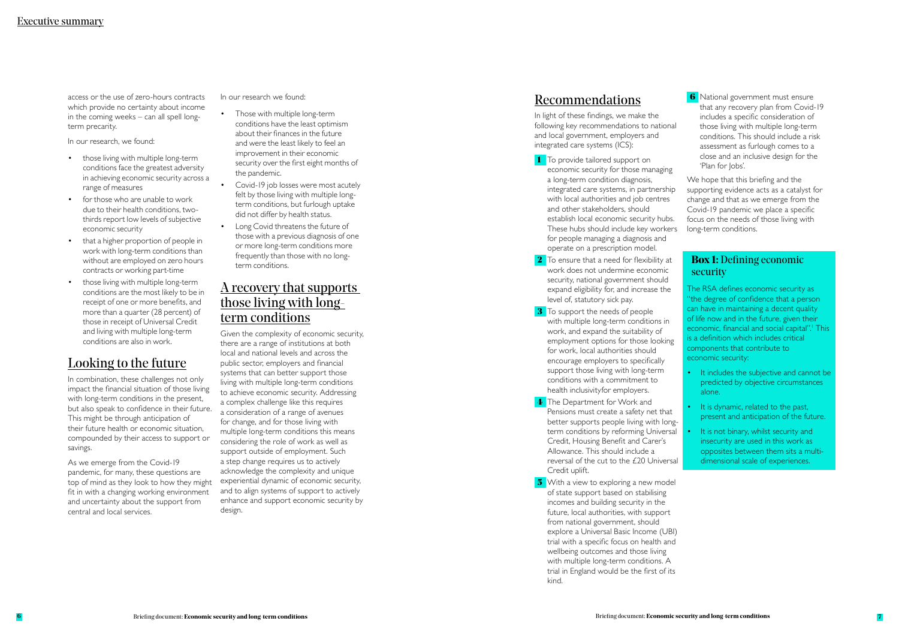access or the use of zero-hours contracts which provide no certainty about income in the coming weeks – can all spell long-term precarity.

In our research, we found:

- those living with multiple long-term conditions face the greatest adversity in achieving economic security across a range of measures
- for those who are unable to work due to their health conditions, two-thirds report low levels of subjective economic security
- that a higher proportion of people in work with long-term conditions than without are employed on zero hours contracts or working part-time
- those living with multiple long-term conditions are the most likely to be in receipt of one or more benefits, and more than a quarter (28 percent) of those in receipt of Universal Credit and living with multiple long-term conditions are also in work.

## Looking to the future

In combination, these challenges not only impact the financial situation of those living with long-term conditions in the present, but also speak to confidence in their future. This might be through anticipation of their future health or economic situation, compounded by their access to support or savings.

As we emerge from the Covid-19 pandemic, for many, these questions are top of mind as they look to how they might fit in with a changing working environment and uncertainty about the support from central and local services.

In our research we found:

- Those with multiple long-term conditions have the least optimism about their finances in the future and were the least likely to feel an improvement in their economic security over the first eight months of the pandemic.
- Covid-19 job losses were most acutely felt by those living with multiple long-term conditions, but furlough uptake did not differ by health status.
- Long Covid threatens the future of those with a previous diagnosis of one or more long-term conditions more frequently than those with no long-term conditions.

## A recovery that supports those living with long-term conditions

Given the complexity of economic security, there are a range of institutions at both local and national levels and across the public sector, employers and financial systems that can better support those living with multiple long-term conditions to achieve economic security. Addressing a complex challenge like this requires a consideration of a range of avenues for change, and for those living with multiple long-term conditions this means considering the role of work as well as support outside of employment. Such a step change requires us to actively acknowledge the complexity and unique experiential dynamic of economic security, and to align systems of support to actively enhance and support economic security by design.

## Recommendations

In light of these findings, we make the following key recommendations to national and local government, employers and integrated care systems (ICS):

1. To provide tailored support on economic security for those managing a long-term condition diagnosis, integrated care systems, in partnership with local authorities and job centres and other stakeholders, should establish local economic security hubs. These hubs should include key workers for people managing a diagnosis and operate on a prescription model.
2. To ensure that a need for flexibility at work does not undermine economic security, national government should expand eligibility for, and increase the level of, statutory sick pay.
3. To support the needs of people with multiple long-term conditions in work, and expand the suitability of employment options for those looking for work, local authorities should encourage employers to specifically support those living with long-term conditions with a commitment to health inclusivityfor employers.
4. The Department for Work and Pensions must create a safety net that better supports people living with long-term conditions by reforming Universal Credit, Housing Benefit and Carer's Allowance. This should include a reversal of the cut to the £20 Universal Credit uplift.
5. With a view to exploring a new model of state support based on stabilising incomes and building security in the future, local authorities, with support from national government, should explore a Universal Basic Income (UBI) trial with a specific focus on health and wellbeing outcomes and those living with multiple long-term conditions. A trial in England would be the first of its kind.
6. National government must ensure that any recovery plan from Covid-19 includes a specific consideration of those living with multiple long-term conditions. This should include a risk assessment as furlough comes to a close and an inclusive design for the 'Plan for Jobs'.

We hope that this briefing and the supporting evidence acts as a catalyst for change and that as we emerge from the Covid-19 pandemic we place a specific focus on the needs of those living with long-term conditions.

### Box 1: Defining economic security

The RSA defines economic security as "the degree of confidence that a person can have in maintaining a decent quality of life now and in the future, given their economic, financial and social capital".[1] This is a definition which includes critical components that contribute to economic security:

- It includes the subjective and cannot be predicted by objective circumstances alone.
- It is dynamic, related to the past, present and anticipation of the future.
- It is not binary, whilst security and insecurity are used in this work as opposites between them sits a multi-dimensional scale of experiences.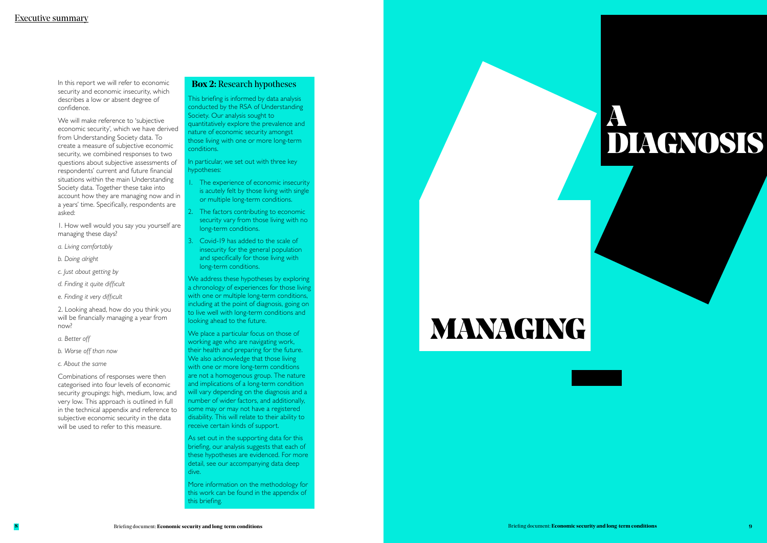In this report we will refer to economic security and economic insecurity, which describes a low or absent degree of confidence.

We will make reference to 'subjective economic security', which we have derived from Understanding Society data. To create a measure of subjective economic security, we combined responses to two questions about subjective assessments of respondents' current and future financial situations within the main Understanding Society data. Together these take into account how they are managing now and in a years' time. Specifically, respondents are asked:

1. How well would you say you yourself are managing these days?

*a. Living comfortably*

*b. Doing alright*

*c. Just about getting by*

*d. Finding it quite difficult*

*e. Finding it very difficult*

2. Looking ahead, how do you think you will be financially managing a year from now?

*a. Better off*

*b. Worse off than now*

*c. About the same*

Combinations of responses were then categorised into four levels of economic security groupings: high, medium, low, and very low. This approach is outlined in full in the technical appendix and reference to subjective economic security in the data will be used to refer to this measure.

### **Box 2:** Research hypotheses

This briefing is informed by data analysis conducted by the RSA of Understanding Society. Our analysis sought to quantitatively explore the prevalence and nature of economic security amongst those living with one or more long-term conditions.

In particular, we set out with three key hypotheses:

1. The experience of economic insecurity is acutely felt by those living with single or multiple long-term conditions.
2. The factors contributing to economic security vary from those living with no long-term conditions.
3. Covid-19 has added to the scale of insecurity for the general population and specifically for those living with long-term conditions.

We address these hypotheses by exploring a chronology of experiences for those living with one or multiple long-term conditions, including at the point of diagnosis, going on to live well with long-term conditions and looking ahead to the future.

We place a particular focus on those of working age who are navigating work, their health and preparing for the future. We also acknowledge that those living with one or more long-term conditions are not a homogenous group. The nature and implications of a long-term condition will vary depending on the diagnosis and a number of wider factors, and additionally, some may or may not have a registered disability. This will relate to their ability to receive certain kinds of support.

As set out in the supporting data for this briefing, our analysis suggests that each of these hypotheses are evidenced. For more detail, see our accompanying data deep dive.

More information on the methodology for this work can be found in the appendix of this briefing.

# MANAGING A DIAGNOSIS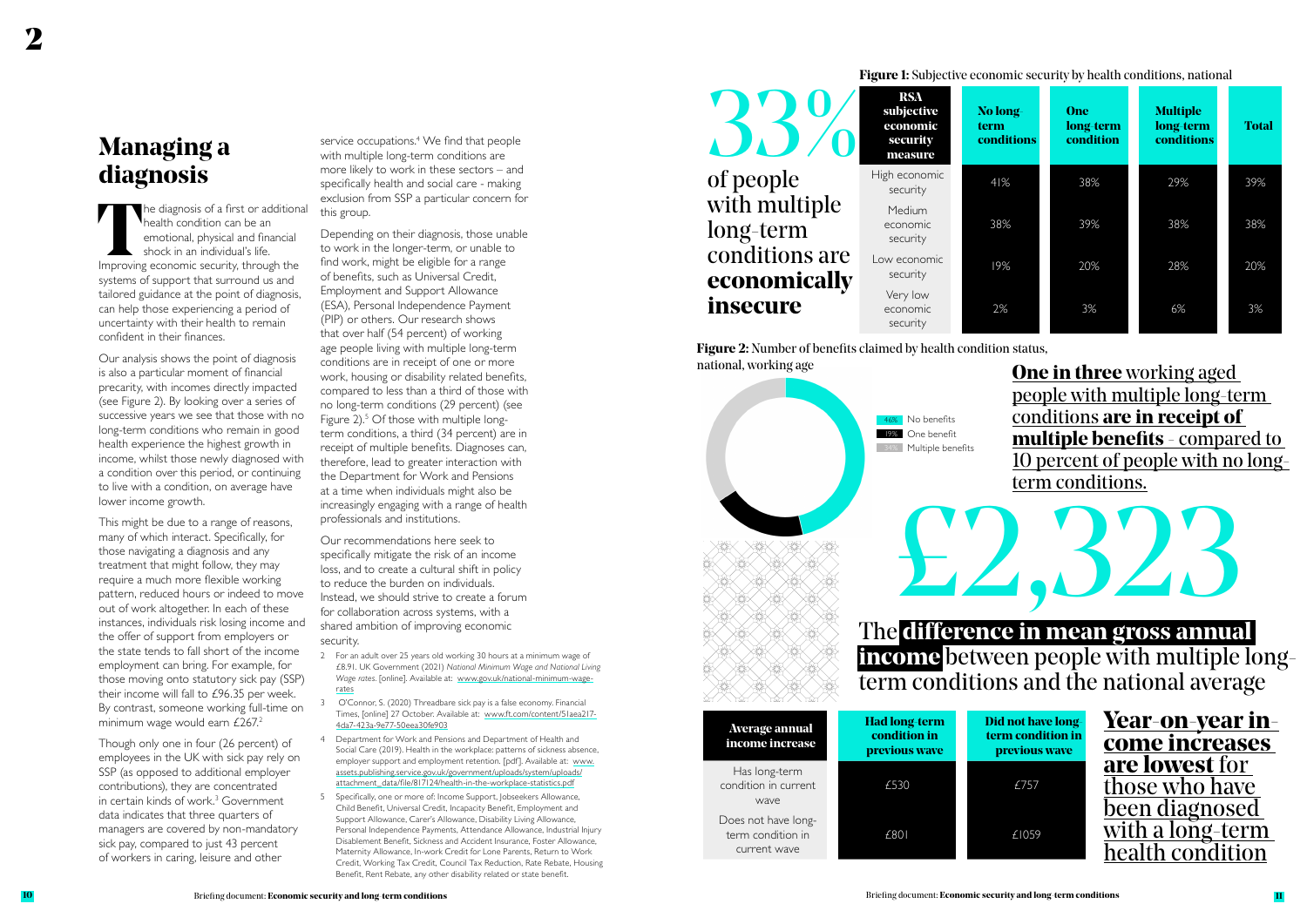2

# Managing a diagnosis

The diagnosis of a first or additional health condition can be an emotional, physical and financial shock in an individual's life. Improving economic security, through the systems of support that surround us and tailored guidance at the point of diagnosis, can help those experiencing a period of uncertainty with their health to remain confident in their finances.

Our analysis shows the point of diagnosis is also a particular moment of financial precarity, with incomes directly impacted (see Figure 2). By looking over a series of successive years we see that those with no long-term conditions who remain in good health experience the highest growth in income, whilst those newly diagnosed with a condition over this period, or continuing to live with a condition, on average have lower income growth.

This might be due to a range of reasons, many of which interact. Specifically, for those navigating a diagnosis and any treatment that might follow, they may require a much more flexible working pattern, reduced hours or indeed to move out of work altogether. In each of these instances, individuals risk losing income and the offer of support from employers or the state tends to fall short of the income employment can bring. For example, for those moving onto statutory sick pay (SSP) their income will fall to £96.35 per week. By contrast, someone working full-time on minimum wage would earn £267.[2]

Though only one in four (26 percent) of employees in the UK with sick pay rely on SSP (as opposed to additional employer contributions), they are concentrated in certain kinds of work.[3] Government data indicates that three quarters of managers are covered by non-mandatory sick pay, compared to just 43 percent of workers in caring, leisure and other service occupations.[4] We find that people with multiple long-term conditions are more likely to work in these sectors – and specifically health and social care - making exclusion from SSP a particular concern for this group.

Depending on their diagnosis, those unable to work in the longer-term, or unable to find work, might be eligible for a range of benefits, such as Universal Credit, Employment and Support Allowance (ESA), Personal Independence Payment (PIP) or others. Our research shows that over half (54 percent) of working age people living with multiple long-term conditions are in receipt of one or more work, housing or disability related benefits, compared to less than a third of those with no long-term conditions (29 percent) (see Figure 2).[5] Of those with multiple long-term conditions, a third (34 percent) are in receipt of multiple benefits. Diagnoses can, therefore, lead to greater interaction with the Department for Work and Pensions at a time when individuals might also be increasingly engaging with a range of health professionals and institutions.

Our recommendations here seek to specifically mitigate the risk of an income loss, and to create a cultural shift in policy to reduce the burden on individuals. Instead, we should strive to create a forum for collaboration across systems, with a shared ambition of improving economic security.

2 For an adult over 25 years old working 30 hours at a minimum wage of £8.91. UK Government (2021) *National Minimum Wage and National Living Wage rates*. [online]. Available at: www.gov.uk/national-minimum-wage-rates

3 O'Connor, S. (2020) Threadbare sick pay is a false economy. Financial Times, [online] 27 October. Available at: www.ft.com/content/51aea217-4da7-423a-9e77-50eea30fe903

4 Department for Work and Pensions and Department of Health and Social Care (2019). Health in the workplace: patterns of sickness absence, employer support and employment retention. [pdf]. Available at: www.assets.publishing.service.gov.uk/government/uploads/system/uploads/attachment_data/file/817124/health-in-the-workplace-statistics.pdf

5 Specifically, one or more of: Income Support, Jobseekers Allowance, Child Benefit, Universal Credit, Incapacity Benefit, Employment and Support Allowance, Carer's Allowance, Disability Living Allowance, Personal Independence Payments, Attendance Allowance, Industrial Injury Disablement Benefit, Sickness and Accident Insurance, Foster Allowance, Maternity Allowance, In-work Credit for Lone Parents, Return to Work Credit, Working Tax Credit, Council Tax Reduction, Rate Rebate, Housing Benefit, Rent Rebate, any other disability related or state benefit.

**33%** of people with multiple long-term conditions are **economically insecure**

**Figure 1:** Subjective economic security by health conditions, national

| RSA subjective economic security measure | No long-term conditions | One long-term condition | Multiple long-term conditions | Total |
|---|---|---|---|---|
| High economic security | 41% | 38% | 29% | 39% |
| Medium economic security | 38% | 39% | 38% | 38% |
| Low economic security | 19% | 20% | 28% | 20% |
| Very low economic security | 2% | 3% | 6% | 3% |

**Figure 2:** Number of benefits claimed by health condition status, national, working age

- 46% No benefits
- 19% One benefit
- 34% Multiple benefits

**One in three** working aged people with multiple long-term conditions **are in receipt of multiple benefits** - compared to 10 percent of people with no long-term conditions.

**£2,323**

The **difference in mean gross annual income** between people with multiple long-term conditions and the national average

| Average annual income increase | Had long-term condition in previous wave | Did not have long-term condition in previous wave |
|---|---|---|
| Has long-term condition in current wave | £530 | £757 |
| Does not have long-term condition in current wave | £801 | £1059 |

**Year-on-year income increases are lowest** for those who have been diagnosed with a long-term health condition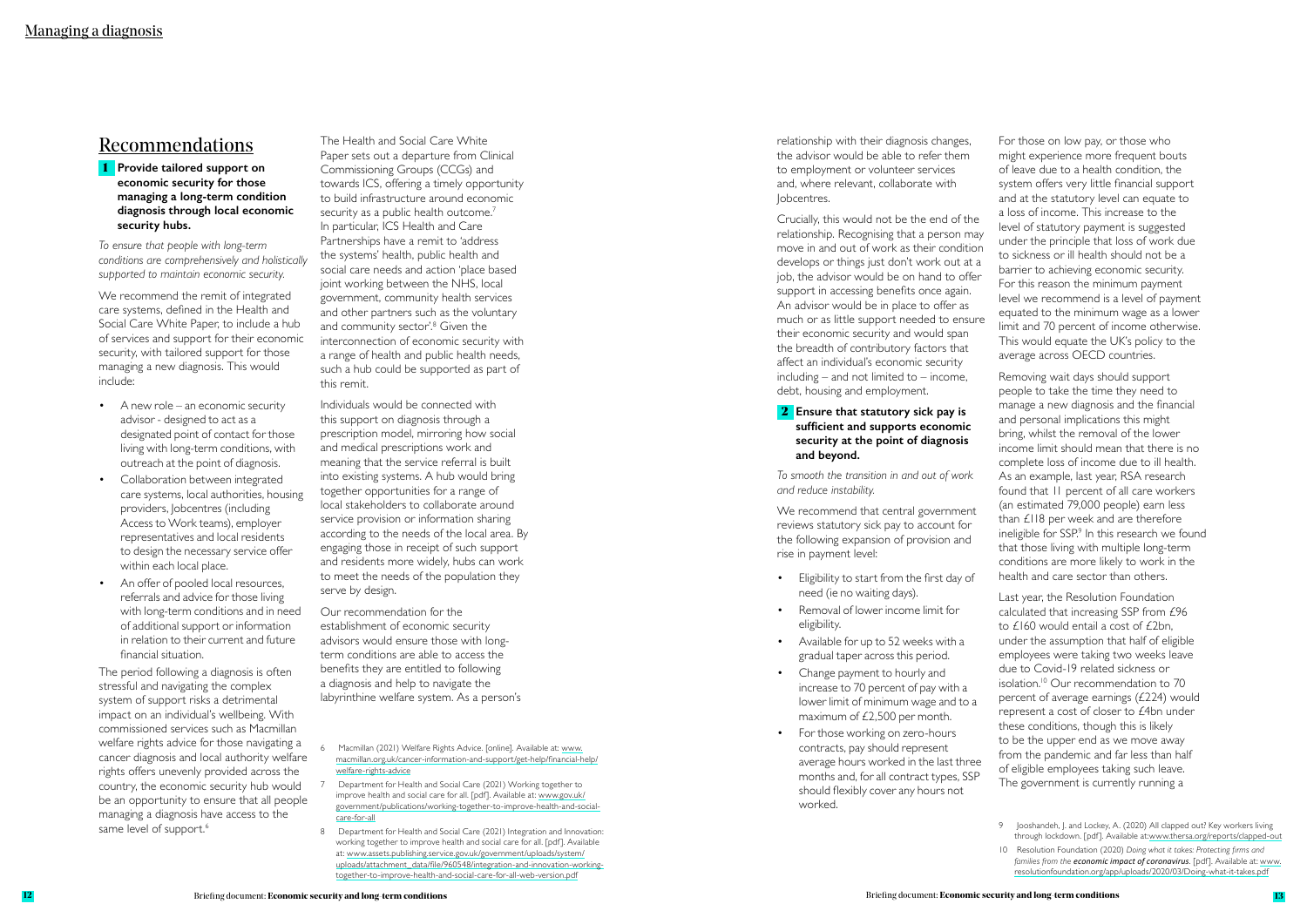## Recommendations

### 1 Provide tailored support on economic security for those managing a long-term condition diagnosis through local economic security hubs.

*To ensure that people with long-term conditions are comprehensively and holistically supported to maintain economic security.*

We recommend the remit of integrated care systems, defined in the Health and Social Care White Paper, to include a hub of services and support for their economic security, with tailored support for those managing a new diagnosis. This would include:

- A new role – an economic security advisor - designed to act as a designated point of contact for those living with long-term conditions, with outreach at the point of diagnosis.
- Collaboration between integrated care systems, local authorities, housing providers, Jobcentres (including Access to Work teams), employer representatives and local residents to design the necessary service offer within each local place.
- An offer of pooled local resources, referrals and advice for those living with long-term conditions and in need of additional support or information in relation to their current and future financial situation.

The period following a diagnosis is often stressful and navigating the complex system of support risks a detrimental impact on an individual's wellbeing. With commissioned services such as Macmillan welfare rights advice for those navigating a cancer diagnosis and local authority welfare rights offers unevenly provided across the country, the economic security hub would be an opportunity to ensure that all people managing a diagnosis have access to the same level of support.[6]

The Health and Social Care White Paper sets out a departure from Clinical Commissioning Groups (CCGs) and towards ICS, offering a timely opportunity to build infrastructure around economic security as a public health outcome.[7] In particular, ICS Health and Care Partnerships have a remit to 'address the systems' health, public health and social care needs and action 'place based joint working between the NHS, local government, community health services and other partners such as the voluntary and community sector'.[8] Given the interconnection of economic security with a range of health and public health needs, such a hub could be supported as part of this remit.

Individuals would be connected with this support on diagnosis through a prescription model, mirroring how social and medical prescriptions work and meaning that the service referral is built into existing systems. A hub would bring together opportunities for a range of local stakeholders to collaborate around service provision or information sharing according to the needs of the local area. By engaging those in receipt of such support and residents more widely, hubs can work to meet the needs of the population they serve by design.

Our recommendation for the establishment of economic security advisors would ensure those with long-term conditions are able to access the benefits they are entitled to following a diagnosis and help to navigate the labyrinthine welfare system. As a person's relationship with their diagnosis changes, the advisor would be able to refer them to employment or volunteer services and, where relevant, collaborate with Jobcentres.

Crucially, this would not be the end of the relationship. Recognising that a person may move in and out of work as their condition develops or things just don't work out at a job, the advisor would be on hand to offer support in accessing benefits once again. An advisor would be in place to offer as much or as little support needed to ensure their economic security and would span the breadth of contributory factors that affect an individual's economic security including – and not limited to – income, debt, housing and employment.

### 2 Ensure that statutory sick pay is sufficient and supports economic security at the point of diagnosis and beyond.

*To smooth the transition in and out of work and reduce instability.*

We recommend that central government reviews statutory sick pay to account for the following expansion of provision and rise in payment level:

- Eligibility to start from the first day of need (ie no waiting days).
- Removal of lower income limit for eligibility.
- Available for up to 52 weeks with a gradual taper across this period.
- Change payment to hourly and increase to 70 percent of pay with a lower limit of minimum wage and to a maximum of £2,500 per month.
- For those working on zero-hours contracts, pay should represent average hours worked in the last three months and, for all contract types, SSP should flexibly cover any hours not worked.

For those on low pay, or those who might experience more frequent bouts of leave due to a health condition, the system offers very little financial support and at the statutory level can equate to a loss of income. This increase to the level of statutory payment is suggested under the principle that loss of work due to sickness or ill health should not be a barrier to achieving economic security. For this reason the minimum payment level we recommend is a level of payment equated to the minimum wage as a lower limit and 70 percent of income otherwise. This would equate the UK's policy to the average across OECD countries.

Removing wait days should support people to take the time they need to manage a new diagnosis and the financial and personal implications this might bring, whilst the removal of the lower income limit should mean that there is no complete loss of income due to ill health. As an example, last year, RSA research found that 11 percent of all care workers (an estimated 79,000 people) earn less than £118 per week and are therefore ineligible for SSP.[9] In this research we found that those living with multiple long-term conditions are more likely to work in the health and care sector than others.

Last year, the Resolution Foundation calculated that increasing SSP from £96 to £160 would entail a cost of £2bn, under the assumption that half of eligible employees were taking two weeks leave due to Covid-19 related sickness or isolation.[10] Our recommendation to 70 percent of average earnings (£224) would represent a cost of closer to £4bn under these conditions, though this is likely to be the upper end as we move away from the pandemic and far less than half of eligible employees taking such leave. The government is currently running a

6 Macmillan (2021) Welfare Rights Advice. [online]. Available at: www.macmillan.org.uk/cancer-information-and-support/get-help/financial-help/welfare-rights-advice

7 Department for Health and Social Care (2021) Working together to improve health and social care for all. [pdf]. Available at: www.gov.uk/government/publications/working-together-to-improve-health-and-social-care-for-all

8 Department for Health and Social Care (2021) Integration and Innovation: working together to improve health and social care for all. [pdf]. Available at: www.assets.publishing.service.gov.uk/government/uploads/system/uploads/attachment_data/file/960548/integration-and-innovation-working-together-to-improve-health-and-social-care-for-all-web-version.pdf

9 Jooshandeh, J. and Lockey, A. (2020) All clapped out? Key workers living through lockdown. [pdf]. Available at:www.thersa.org/reports/clapped-out

10 Resolution Foundation (2020) *Doing what it takes: Protecting firms and families from the **economic impact of coronavirus**.* [pdf]. Available at: www.resolutionfoundation.org/app/uploads/2020/03/Doing-what-it-takes.pdf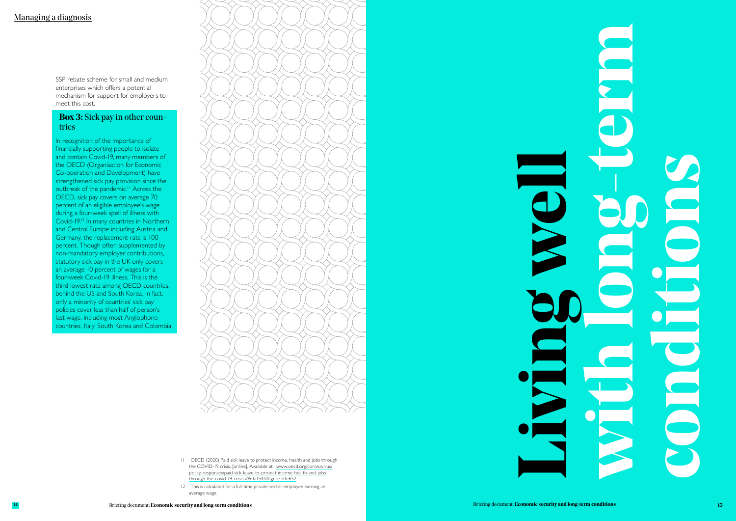SSP rebate scheme for small and medium enterprises which offers a potential mechanism for support for employers to meet this cost.

### **Box 3:** Sick pay in other countries

In recognition of the importance of financially supporting people to isolate and contain Covid-19, many members of the OECD (Organisation for Economic Co-operation and Development) have strengthened sick pay provision since the outbreak of the pandemic.[11] Across the OECD, sick pay covers on average 70 percent of an eligible employee's wage during a four-week spell of illness with Covid-19.[12] In many countries in Northern and Central Europe including Austria and Germany, the replacement rate is 100 percent. Though often supplemented by non-mandatory employer contributions, statutory sick pay in the UK only covers an average 10 percent of wages for a four-week Covid-19 illness. This is the third lowest rate among OECD countries, behind the US and South Korea. In fact, only a minority of countries' sick pay policies cover less than half of person's last wage, including most Anglophone countries, Italy, South Korea and Colombia.

11 OECD (2020) Paid sick leave to protect income, health and jobs through the COVID-19 crisis. [online]. Available at: www.oecd.org/coronavirus/policy-responses/paid-sick-leave-to-protect-income-health-and-jobs-through-the-covid-19-crisis-a9e1a154/#figure-d1e652

12 This is calculated for a full-time private-sector employee earning an average wage.

# Living well with long-term conditions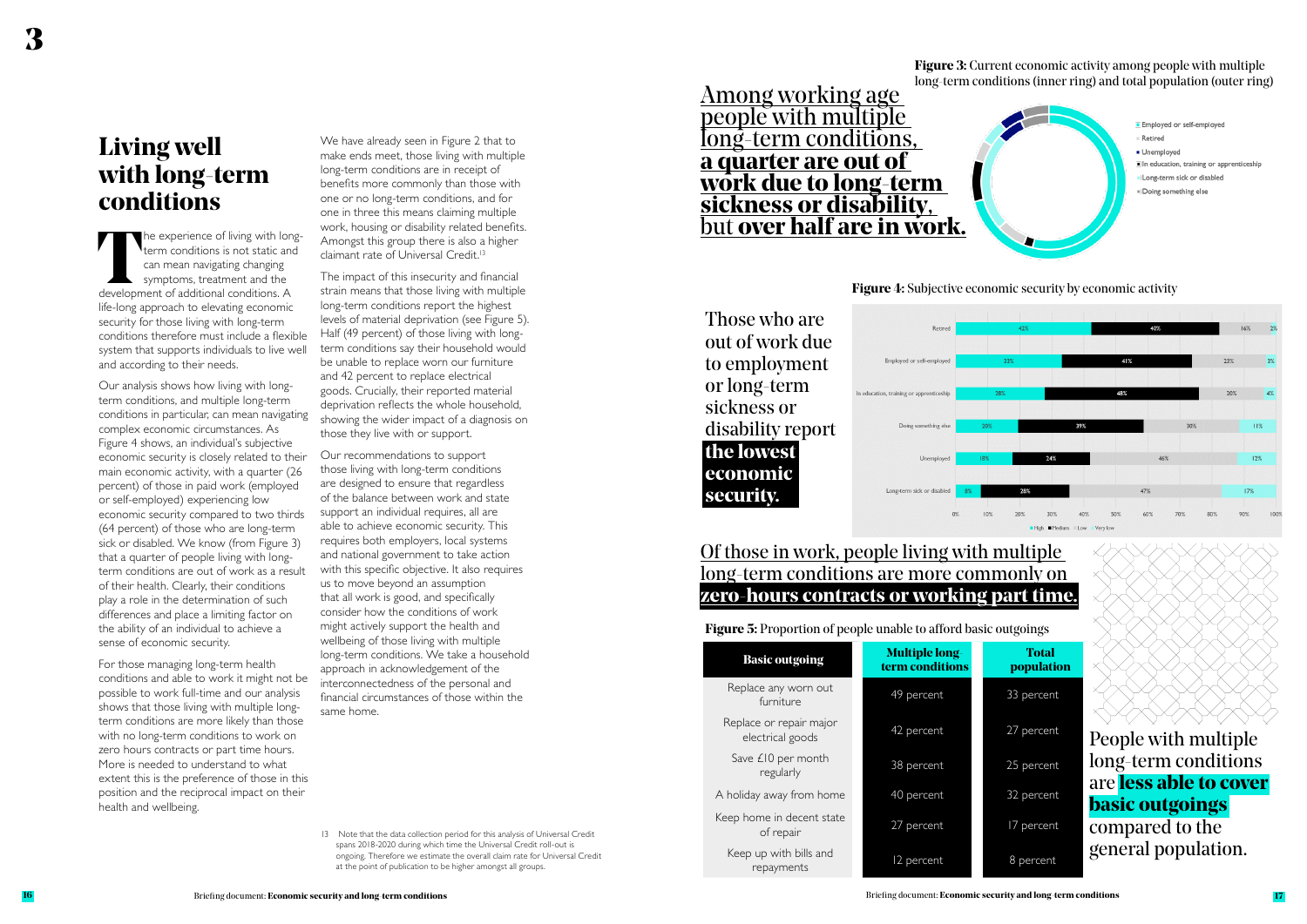# Living well with long-term conditions

The experience of living with long-term conditions is not static and can mean navigating changing symptoms, treatment and the development of additional conditions. A life-long approach to elevating economic security for those living with long-term conditions therefore must include a flexible system that supports individuals to live well and according to their needs.

Our analysis shows how living with long-term conditions, and multiple long-term conditions in particular, can mean navigating complex economic circumstances. As Figure 4 shows, an individual's subjective economic security is closely related to their main economic activity, with a quarter (26 percent) of those in paid work (employed or self-employed) experiencing low economic security compared to two thirds (64 percent) of those who are long-term sick or disabled. We know (from Figure 3) that a quarter of people living with long-term conditions are out of work as a result of their health. Clearly, their conditions play a role in the determination of such differences and place a limiting factor on the ability of an individual to achieve a sense of economic security.

For those managing long-term health conditions and able to work it might not be possible to work full-time and our analysis shows that those living with multiple long-term conditions are more likely than those with no long-term conditions to work on zero hours contracts or part time hours. More is needed to understand to what extent this is the preference of those in this position and the reciprocal impact on their health and wellbeing.

We have already seen in Figure 2 that to make ends meet, those living with multiple long-term conditions are in receipt of benefits more commonly than those with one or no long-term conditions, and for one in three this means claiming multiple work, housing or disability related benefits. Amongst this group there is also a higher claimant rate of Universal Credit.[13]

The impact of this insecurity and financial strain means that those living with multiple long-term conditions report the highest levels of material deprivation (see Figure 5). Half (49 percent) of those living with long-term conditions say their household would be unable to replace worn our furniture and 42 percent to replace electrical goods. Crucially, their reported material deprivation reflects the whole household, showing the wider impact of a diagnosis on those they live with or support.

Our recommendations to support those living with long-term conditions are designed to ensure that regardless of the balance between work and state support an individual requires, all are able to achieve economic security. This requires both employers, local systems and national government to take action with this specific objective. It also requires us to move beyond an assumption that all work is good, and specifically consider how the conditions of work might actively support the health and wellbeing of those living with multiple long-term conditions. We take a household approach in acknowledgement of the interconnectedness of the personal and financial circumstances of those within the same home.

13 Note that the data collection period for this analysis of Universal Credit spans 2018-2020 during which time the Universal Credit roll-out is ongoing. Therefore we estimate the overall claim rate for Universal Credit at the point of publication to be higher amongst all groups.

Among working age people with multiple long-term conditions, **a quarter are out of work due to long-term sickness or disability**, but **over half are in work.**

**Figure 3:** Current economic activity among people with multiple long-term conditions (inner ring) and total population (outer ring)

- Employed or self-employed
- Retired
- Unemployed
- In education, training or apprenticeship
- Long-term sick or disabled
- Doing something else

Those who are out of work due to employment or long-term sickness or disability report **the lowest economic security.**

**Figure 4:** Subjective economic security by economic activity

| | High | Medium | Low | Very low |
|---|---|---|---|---|
| Retired | 42% | 40% | 16% | 2% |
| Employed or self-employed | 33% | 41% | 23% | 3% |
| In education, training or apprenticeship | 28% | 48% | 20% | 4% |
| Doing something else | 20% | 39% | 30% | 11% |
| Unemployed | 18% | 24% | 46% | 12% |
| Long-term sick or disabled | 8% | 28% | 47% | 17% |

Of those in work, people living with multiple long-term conditions are more commonly on **zero-hours contracts or working part time.**

**Figure 5:** Proportion of people unable to afford basic outgoings

| Basic outgoing | Multiple long-term conditions | Total population |
|---|---|---|
| Replace any worn out furniture | 49 percent | 33 percent |
| Replace or repair major electrical goods | 42 percent | 27 percent |
| Save £10 per month regularly | 38 percent | 25 percent |
| A holiday away from home | 40 percent | 32 percent |
| Keep home in decent state of repair | 27 percent | 17 percent |
| Keep up with bills and repayments | 12 percent | 8 percent |

People with multiple long-term conditions are **less able to cover basic outgoings** compared to the general population.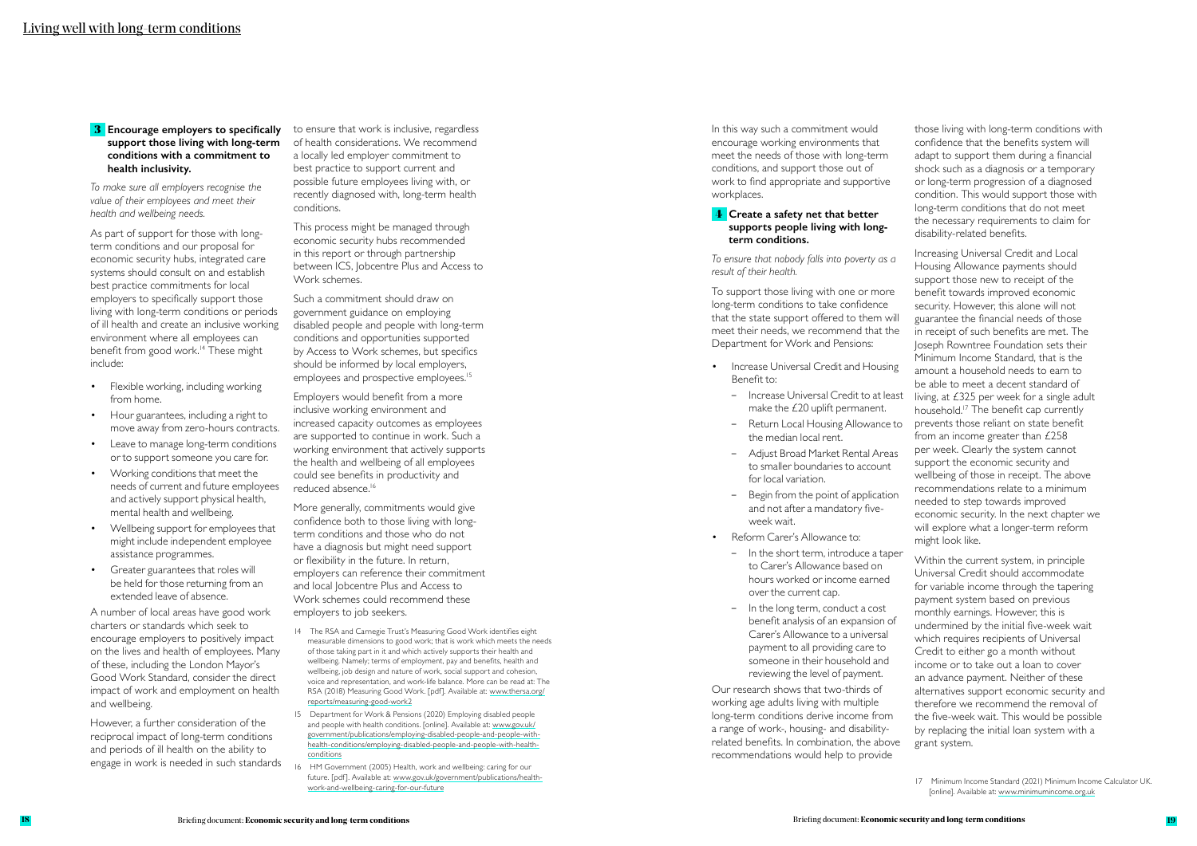## 3 Encourage employers to specifically support those living with long-term conditions with a commitment to health inclusivity.

*To make sure all employers recognise the value of their employees and meet their health and wellbeing needs.*

As part of support for those with long-term conditions and our proposal for economic security hubs, integrated care systems should consult on and establish best practice commitments for local employers to specifically support those living with long-term conditions or periods of ill health and create an inclusive working environment where all employees can benefit from good work.[14] These might include:

- Flexible working, including working from home.
- Hour guarantees, including a right to move away from zero-hours contracts.
- Leave to manage long-term conditions or to support someone you care for.
- Working conditions that meet the needs of current and future employees and actively support physical health, mental health and wellbeing.
- Wellbeing support for employees that might include independent employee assistance programmes.
- Greater guarantees that roles will be held for those returning from an extended leave of absence.

A number of local areas have good work charters or standards which seek to encourage employers to positively impact on the lives and health of employees. Many of these, including the London Mayor's Good Work Standard, consider the direct impact of work and employment on health and wellbeing.

However, a further consideration of the reciprocal impact of long-term conditions and periods of ill health on the ability to engage in work is needed in such standards to ensure that work is inclusive, regardless of health considerations. We recommend a locally led employer commitment to best practice to support current and possible future employees living with, or recently diagnosed with, long-term health conditions.

This process might be managed through economic security hubs recommended in this report or through partnership between ICS, Jobcentre Plus and Access to Work schemes.

Such a commitment should draw on government guidance on employing disabled people and people with long-term conditions and opportunities supported by Access to Work schemes, but specifics should be informed by local employers, employees and prospective employees.[15]

Employers would benefit from a more inclusive working environment and increased capacity outcomes as employees are supported to continue in work. Such a working environment that actively supports the health and wellbeing of all employees could see benefits in productivity and reduced absence.[16]

More generally, commitments would give confidence both to those living with long-term conditions and those who do not have a diagnosis but might need support or flexibility in the future. In return, employers can reference their commitment and local Jobcentre Plus and Access to Work schemes could recommend these employers to job seekers.

In this way such a commitment would encourage working environments that meet the needs of those with long-term conditions, and support those out of work to find appropriate and supportive workplaces.

## 4 Create a safety net that better supports people living with long-term conditions.

*To ensure that nobody falls into poverty as a result of their health.*

To support those living with one or more long-term conditions to take confidence that the state support offered to them will meet their needs, we recommend that the Department for Work and Pensions:

- Increase Universal Credit and Housing Benefit to:
  - Increase Universal Credit to at least make the £20 uplift permanent.
  - Return Local Housing Allowance to the median local rent.
  - Adjust Broad Market Rental Areas to smaller boundaries to account for local variation.
  - Begin from the point of application and not after a mandatory five-week wait.
- Reform Carer's Allowance to:
  - In the short term, introduce a taper to Carer's Allowance based on hours worked or income earned over the current cap.
  - In the long term, conduct a cost benefit analysis of an expansion of Carer's Allowance to a universal payment to all providing care to someone in their household and reviewing the level of payment.

Our research shows that two-thirds of working age adults living with multiple long-term conditions derive income from a range of work-, housing- and disability-related benefits. In combination, the above recommendations would help to provide those living with long-term conditions with confidence that the benefits system will adapt to support them during a financial shock such as a diagnosis or a temporary or long-term progression of a diagnosed condition. This would support those with long-term conditions that do not meet the necessary requirements to claim for disability-related benefits.

Increasing Universal Credit and Local Housing Allowance payments should support those new to receipt of the benefit towards improved economic security. However, this alone will not guarantee the financial needs of those in receipt of such benefits are met. The Joseph Rowntree Foundation sets their Minimum Income Standard, that is the amount a household needs to earn to be able to meet a decent standard of living, at £325 per week for a single adult household.[17] The benefit cap currently prevents those reliant on state benefit from an income greater than £258 per week. Clearly the system cannot support the economic security and wellbeing of those in receipt. The above recommendations relate to a minimum needed to step towards improved economic security. In the next chapter we will explore what a longer-term reform might look like.

Within the current system, in principle Universal Credit should accommodate for variable income through the tapering payment system based on previous monthly earnings. However, this is undermined by the initial five-week wait which requires recipients of Universal Credit to either go a month without income or to take out a loan to cover an advance payment. Neither of these alternatives support economic security and therefore we recommend the removal of the five-week wait. This would be possible by replacing the initial loan system with a grant system.

---

14 The RSA and Carnegie Trust's Measuring Good Work identifies eight measurable dimensions to good work; that is work which meets the needs of those taking part in it and which actively supports their health and wellbeing. Namely; terms of employment, pay and benefits, health and wellbeing, job design and nature of work, social support and cohesion, voice and representation, and work-life balance. More can be read at: The RSA (2018) Measuring Good Work. [pdf]. Available at: www.thersa.org/reports/measuring-good-work2

15 Department for Work & Pensions (2020) Employing disabled people and people with health conditions. [online]. Available at: www.gov.uk/government/publications/employing-disabled-people-and-people-with-health-conditions/employing-disabled-people-and-people-with-health-conditions

16 HM Government (2005) Health, work and wellbeing: caring for our future. [pdf]. Available at: www.gov.uk/government/publications/health-work-and-wellbeing-caring-for-our-future

17 Minimum Income Standard (2021) Minimum Income Calculator UK. [online]. Available at: www.minimumincome.org.uk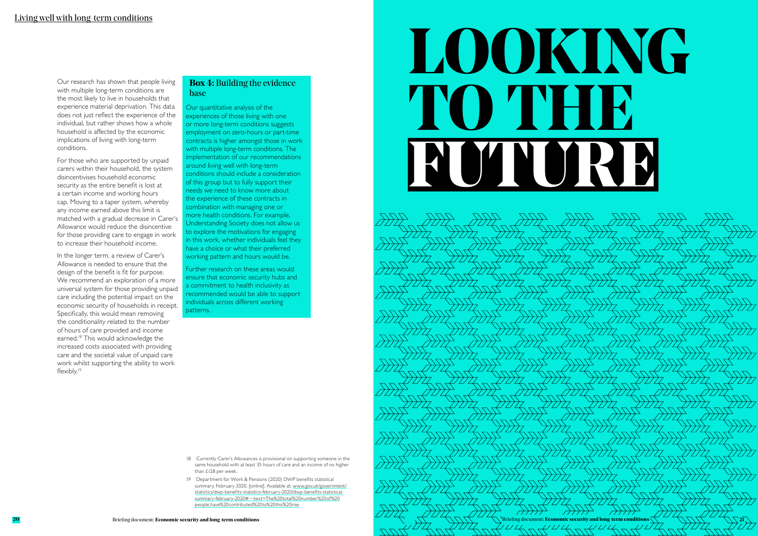Our research has shown that people living with multiple long-term conditions are the most likely to live in households that experience material deprivation. This data does not just reflect the experience of the individual, but rather shows how a whole household is affected by the economic implications of living with long-term conditions.

For those who are supported by unpaid carers within their household, the system disincentivises household economic security as the entire benefit is lost at a certain income and working hours cap. Moving to a taper system, whereby any income earned above this limit is matched with a gradual decrease in Carer's Allowance would reduce the disincentive for those providing care to engage in work to increase their household income.

In the longer term, a review of Carer's Allowance is needed to ensure that the design of the benefit is fit for purpose. We recommend an exploration of a more universal system for those providing unpaid care including the potential impact on the economic security of households in receipt. Specifically, this would mean removing the conditionality related to the number of hours of care provided and income earned.[18] This would acknowledge the increased costs associated with providing care and the societal value of unpaid care work whilst supporting the ability to work flexibly.[19]

### Box 4: Building the evidence base

Our quantitative analysis of the experiences of those living with one or more long-term conditions suggests employment on zero-hours or part-time contracts is higher amongst those in work with multiple long-term conditions. The implementation of our recommendations around living well with long-term conditions should include a consideration of this group but to fully support their needs we need to know more about the experience of these contracts in combination with managing one or more health conditions. For example, Understanding Society does not allow us to explore the motivations for engaging in this work, whether individuals feel they have a choice or what their preferred working pattern and hours would be.

Further research on these areas would ensure that economic security hubs and a commitment to health inclusivity as recommended would be able to support individuals across different working patterns.

18 Currently Carer's Allowances is provisional on supporting someone in the same household with at least 35 hours of care and an income of no higher than £128 per week.

19 Department for Work & Pensions (2020) DWP benefits statistical summary, February 2020. [online]. Available at: www.gov.uk/government/statistics/dwp-benefits-statistics-february-2020/dwp-benefits-statistical-summary-february-2020#:~:text=The%20total%20number%20of%20people,have%20contributed%20to%20this%20rise

# LOOKING TO THE FUTURE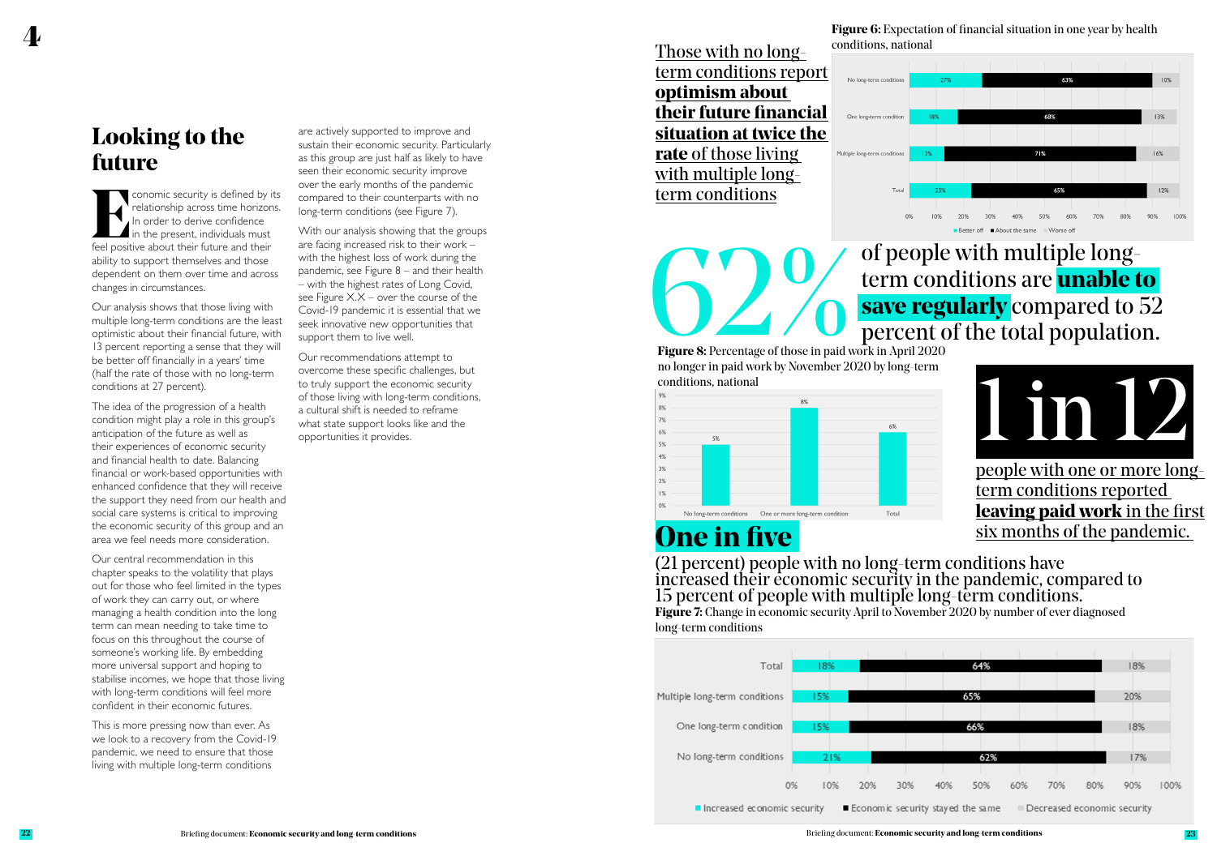# 4

## Looking to the future

Economic security is defined by its relationship across time horizons. In order to derive confidence in the present, individuals must feel positive about their future and their ability to support themselves and those dependent on them over time and across changes in circumstances.

Our analysis shows that those living with multiple long-term conditions are the least optimistic about their financial future, with 13 percent reporting a sense that they will be better off financially in a years' time (half the rate of those with no long-term conditions at 27 percent).

The idea of the progression of a health condition might play a role in this group's anticipation of the future as well as their experiences of economic security and financial health to date. Balancing financial or work-based opportunities with enhanced confidence that they will receive the support they need from our health and social care systems is critical to improving the economic security of this group and an area we feel needs more consideration.

Our central recommendation in this chapter speaks to the volatility that plays out for those who feel limited in the types of work they can carry out, or where managing a health condition into the long term can mean needing to take time to focus on this throughout the course of someone's working life. By embedding more universal support and hoping to stabilise incomes, we hope that those living with long-term conditions will feel more confident in their economic futures.

This is more pressing now than ever. As we look to a recovery from the Covid-19 pandemic, we need to ensure that those living with multiple long-term conditions are actively supported to improve and sustain their economic security. Particularly as this group are just half as likely to have seen their economic security improve over the early months of the pandemic compared to their counterparts with no long-term conditions (see Figure 7).

With our analysis showing that the groups are facing increased risk to their work – with the highest loss of work during the pandemic, see Figure 8 – and their health – with the highest rates of Long Covid, see Figure X.X – over the course of the Covid-19 pandemic it is essential that we seek innovative new opportunities that support them to live well.

Our recommendations attempt to overcome these specific challenges, but to truly support the economic security of those living with long-term conditions, a cultural shift is needed to reframe what state support looks like and the opportunities it provides.

Those with no long-term conditions report **optimism about their financial situation at twice the rate** of those living with multiple long-term conditions

**Figure 6:** Expectation of financial situation in one year by health conditions, national

| | Better off | About the same | Worse off |
|---|---|---|---|
| No long-term conditions | 27% | 63% | 10% |
| One long-term condition | 18% | 68% | 13% |
| Multiple long-term conditions | 13% | 71% | 16% |
| Total | 23% | 65% | 12% |

62% of people with multiple long-term conditions are **unable to save regularly** compared to 52 percent of the total population.

**Figure 8:** Percentage of those in paid work in April 2020 no longer in paid work by November 2020 by long-term conditions, national

| | Percentage |
|---|---|
| No long-term conditions | 5% |
| One or more long-term condition | 8% |
| Total | 6% |

1 in 12 people with one or more long-term conditions reported **leaving paid work** in the first six months of the pandemic.

**One in five** (21 percent) people with no long-term conditions have increased their economic security in the pandemic, compared to 15 percent of people with multiple long-term conditions.

**Figure 7:** Change in economic security April to November 2020 by number of ever diagnosed long-term conditions

| | Increased economic security | Economic security stayed the same | Decreased economic security |
|---|---|---|---|
| Total | 18% | 64% | 18% |
| Multiple long-term conditions | 15% | 65% | 20% |
| One long-term condition | 15% | 66% | 18% |
| No long-term conditions | 21% | 62% | 17% |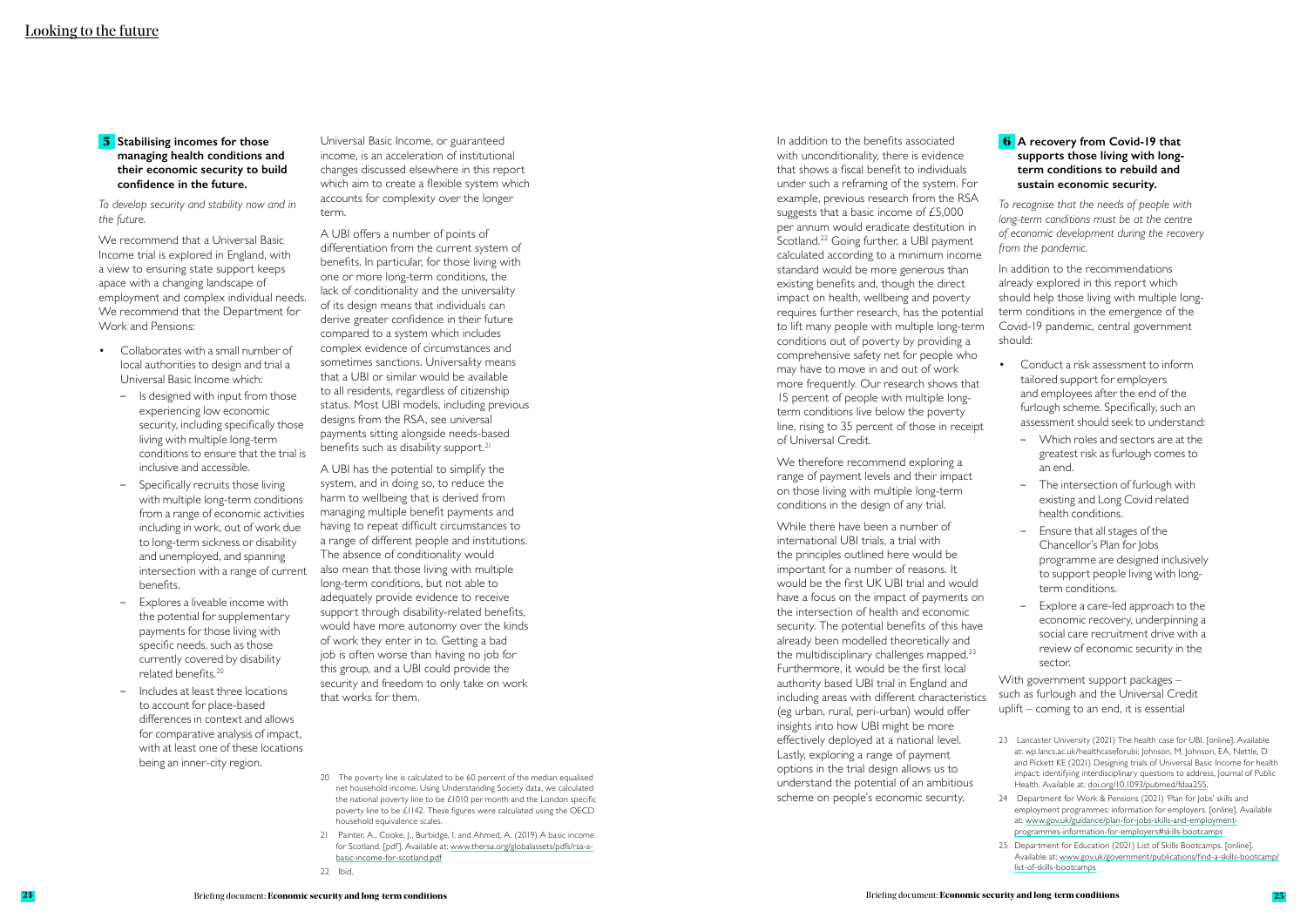## 5 Stabilising incomes for those managing health conditions and their economic security to build confidence in the future.

*To develop security and stability now and in the future.*

We recommend that a Universal Basic Income trial is explored in England, with a view to ensuring state support keeps apace with a changing landscape of employment and complex individual needs. We recommend that the Department for Work and Pensions:

- Collaborates with a small number of local authorities to design and trial a Universal Basic Income which:
  - Is designed with input from those experiencing low economic security, including specifically those living with multiple long-term conditions to ensure that the trial is inclusive and accessible.
  - Specifically recruits those living with multiple long-term conditions from a range of economic activities including in work, out of work due to long-term sickness or disability and unemployed, and spanning intersection with a range of current benefits.
  - Explores a liveable income with the potential for supplementary payments for those living with specific needs, such as those currently covered by disability related benefits.[20]
  - Includes at least three locations to account for place-based differences in context and allows for comparative analysis of impact, with at least one of these locations being an inner-city region.

Universal Basic Income, or guaranteed income, is an acceleration of institutional changes discussed elsewhere in this report which aim to create a flexible system which accounts for complexity over the longer term.

A UBI offers a number of points of differentiation from the current system of benefits. In particular, for those living with one or more long-term conditions, the lack of conditionality and the universality of its design means that individuals can derive greater confidence in their future compared to a system which includes complex evidence of circumstances and sometimes sanctions. Universality means that a UBI or similar would be available to all residents, regardless of citizenship status. Most UBI models, including previous designs from the RSA, see universal payments sitting alongside needs-based benefits such as disability support.[21]

A UBI has the potential to simplify the system, and in doing so, to reduce the harm to wellbeing that is derived from managing multiple benefit payments and having to repeat difficult circumstances to a range of different people and institutions. The absence of conditionality would also mean that those living with multiple long-term conditions, but not able to adequately provide evidence to receive support through disability-related benefits, would have more autonomy over the kinds of work they enter in to. Getting a bad job is often worse than having no job for this group, and a UBI could provide the security and freedom to only take on work that works for them.

In addition to the benefits associated with unconditionality, there is evidence that shows a fiscal benefit to individuals under such a reframing of the system. For example, previous research from the RSA suggests that a basic income of £5,000 per annum would eradicate destitution in Scotland.[22] Going further, a UBI payment calculated according to a minimum income standard would be more generous than existing benefits and, though the direct impact on health, wellbeing and poverty requires further research, has the potential to lift many people with multiple long-term conditions out of poverty by providing a comprehensive safety net for people who may have to move in and out of work more frequently. Our research shows that 15 percent of people with multiple long-term conditions live below the poverty line, rising to 35 percent of those in receipt of Universal Credit.

We therefore recommend exploring a range of payment levels and their impact on those living with multiple long-term conditions in the design of any trial.

While there have been a number of international UBI trials, a trial with the principles outlined here would be important for a number of reasons. It would be the first UK UBI trial and would have a focus on the impact of payments on the intersection of health and economic security. The potential benefits of this have already been modelled theoretically and the multidisciplinary challenges mapped.[23] Furthermore, it would be the first local authority based UBI trial in England and including areas with different characteristics (eg urban, rural, peri-urban) would offer insights into how UBI might be more effectively deployed at a national level. Lastly, exploring a range of payment options in the trial design allows us to understand the potential of an ambitious scheme on people's economic security.

## 6 A recovery from Covid-19 that supports those living with long-term conditions to rebuild and sustain economic security.

*To recognise that the needs of people with long-term conditions must be at the centre of economic development during the recovery from the pandemic.*

In addition to the recommendations already explored in this report which should help those living with multiple long-term conditions in the emergence of the Covid-19 pandemic, central government should:

- Conduct a risk assessment to inform tailored support for employers and employees after the end of the furlough scheme. Specifically, such an assessment should seek to understand:
  - Which roles and sectors are at the greatest risk as furlough comes to an end.
  - The intersection of furlough with existing and Long Covid related health conditions.
  - Ensure that all stages of the Chancellor's Plan for Jobs programme are designed inclusively to support people living with long-term conditions.
  - Explore a care-led approach to the economic recovery, underpinning a social care recruitment drive with a review of economic security in the sector.

With government support packages – such as furlough and the Universal Credit uplift – coming to an end, it is essential

---

20 The poverty line is calculated to be 60 percent of the median equalised net household income. Using Understanding Society data, we calculated the national poverty line to be £1010 per month and the London specific poverty line to be £1142. These figures were calculated using the OECD household equivalence scales.

21 Painter, A., Cooke, J., Burbidge, I. and Ahmed, A. (2019) A basic income for Scotland. [pdf]. Available at: www.thersa.org/globalassets/pdfs/rsa-a-basic-income-for-scotland.pdf

22 Ibid.

23 Lancaster University (2021) The health case for UBI. [online]. Available at: wp.lancs.ac.uk/healthcaseforubi; Johnson, M, Johnson, EA, Nettle, D and Pickett KE (2021) Designing trials of Universal Basic Income for health impact: identifying interdisciplinary questions to address, Journal of Public Health. Available at: doi.org/10.1093/pubmed/fdaa255.

24 Department for Work & Pensions (2021) 'Plan for Jobs' skills and employment programmes: information for employers. [online]. Available at: www.gov.uk/guidance/plan-for-jobs-skills-and-employment-programmes-information-for-employers#skills-bootcamps

25 Department for Education (2021) List of Skills Bootcamps. [online]. Available at: www.gov.uk/government/publications/find-a-skills-bootcamp/list-of-skills-bootcamps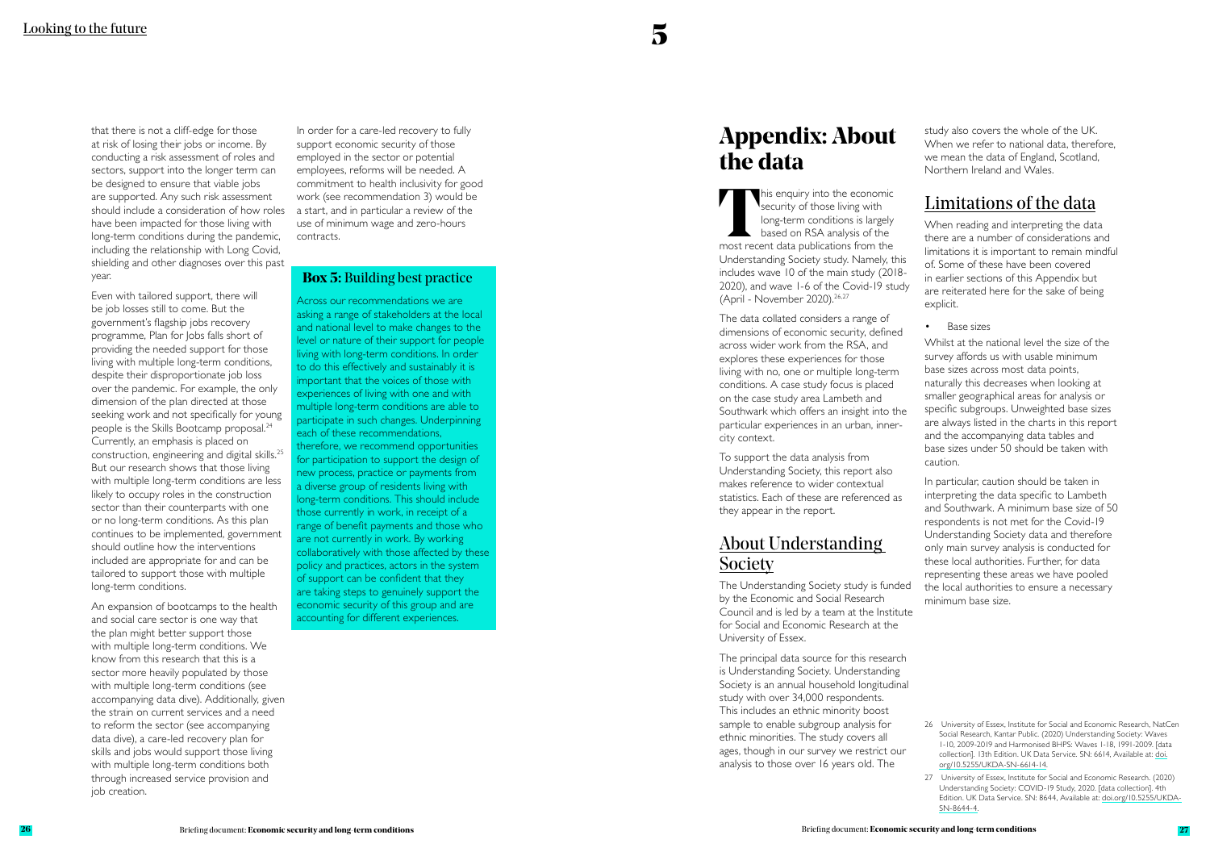that there is not a cliff-edge for those at risk of losing their jobs or income. By conducting a risk assessment of roles and sectors, support into the longer term can be designed to ensure that viable jobs are supported. Any such risk assessment should include a consideration of how roles have been impacted for those living with long-term conditions during the pandemic, including the relationship with Long Covid, shielding and other diagnoses over this past year.

Even with tailored support, there will be job losses still to come. But the government's flagship jobs recovery programme, Plan for Jobs falls short of providing the needed support for those living with multiple long-term conditions, despite their disproportionate job loss over the pandemic. For example, the only dimension of the plan directed at those seeking work and not specifically for young people is the Skills Bootcamp proposal.[24] Currently, an emphasis is placed on construction, engineering and digital skills.[25] But our research shows that those living with multiple long-term conditions are less likely to occupy roles in the construction sector than their counterparts with one or no long-term conditions. As this plan continues to be implemented, government should outline how the interventions included are appropriate for and can be tailored to support those with multiple long-term conditions.

An expansion of bootcamps to the health and social care sector is one way that the plan might better support those with multiple long-term conditions. We know from this research that this is a sector more heavily populated by those with multiple long-term conditions (see accompanying data dive). Additionally, given the strain on current services and a need to reform the sector (see accompanying data dive), a care-led recovery plan for skills and jobs would support those living with multiple long-term conditions both through increased service provision and job creation.

In order for a care-led recovery to fully support economic security of those employed in the sector or potential employees, reforms will be needed. A commitment to health inclusivity for good work (see recommendation 3) would be a start, and in particular a review of the use of minimum wage and zero-hours contracts.

### Box 5: Building best practice

Across our recommendations we are asking a range of stakeholders at the local and national level to make changes to the level or nature of their support for people living with long-term conditions. In order to do this effectively and sustainably it is important that the voices of those with experiences of living with one and with multiple long-term conditions are able to participate in such changes. Underpinning each of these recommendations, therefore, we recommend opportunities for participation to support the design of new process, practice or payments from a diverse group of residents living with long-term conditions. This should include those currently in work, in receipt of a range of benefit payments and those who are not currently in work. By working collaboratively with those affected by these policy and practices, actors in the system of support can be confident that they are taking steps to genuinely support the economic security of this group and are accounting for different experiences.

# Appendix: About the data

This enquiry into the economic security of those living with long-term conditions is largely based on RSA analysis of the most recent data publications from the Understanding Society study. Namely, this includes wave 10 of the main study (2018-2020), and wave 1-6 of the Covid-19 study (April - November 2020).[26,27]

The data collated considers a range of dimensions of economic security, defined across wider work from the RSA, and explores these experiences for those living with no, one or multiple long-term conditions. A case study focus is placed on the case study area Lambeth and Southwark which offers an insight into the particular experiences in an urban, inner-city context.

To support the data analysis from Understanding Society, this report also makes reference to wider contextual statistics. Each of these are referenced as they appear in the report.

## About Understanding Society

The Understanding Society study is funded by the Economic and Social Research Council and is led by a team at the Institute for Social and Economic Research at the University of Essex.

The principal data source for this research is Understanding Society. Understanding Society is an annual household longitudinal study with over 34,000 respondents. This includes an ethnic minority boost sample to enable subgroup analysis for ethnic minorities. The study covers all ages, though in our survey we restrict our analysis to those over 16 years old. The study also covers the whole of the UK. When we refer to national data, therefore, we mean the data of England, Scotland, Northern Ireland and Wales.

## Limitations of the data

When reading and interpreting the data there are a number of considerations and limitations it is important to remain mindful of. Some of these have been covered in earlier sections of this Appendix but are reiterated here for the sake of being explicit.

- Base sizes

Whilst at the national level the size of the survey affords us with usable minimum base sizes across most data points, naturally this decreases when looking at smaller geographical areas for analysis or specific subgroups. Unweighted base sizes are always listed in the charts in this report and the accompanying data tables and base sizes under 50 should be taken with caution.

In particular, caution should be taken in interpreting the data specific to Lambeth and Southwark. A minimum base size of 50 respondents is not met for the Covid-19 Understanding Society data and therefore only main survey analysis is conducted for these local authorities. Further, for data representing these areas we have pooled the local authorities to ensure a necessary minimum base size.

26 University of Essex, Institute for Social and Economic Research, NatCen Social Research, Kantar Public. (2020) Understanding Society: Waves 1-10, 2009-2019 and Harmonised BHPS: Waves 1-18, 1991-2009. [data collection]. 13th Edition. UK Data Service. SN: 6614, Available at: doi.org/10.5255/UKDA-SN-6614-14.

27 University of Essex, Institute for Social and Economic Research. (2020) Understanding Society: COVID-19 Study, 2020. [data collection]. 4th Edition. UK Data Service. SN: 8644, Available at: doi.org/10.5255/UKDA-SN-8644-4.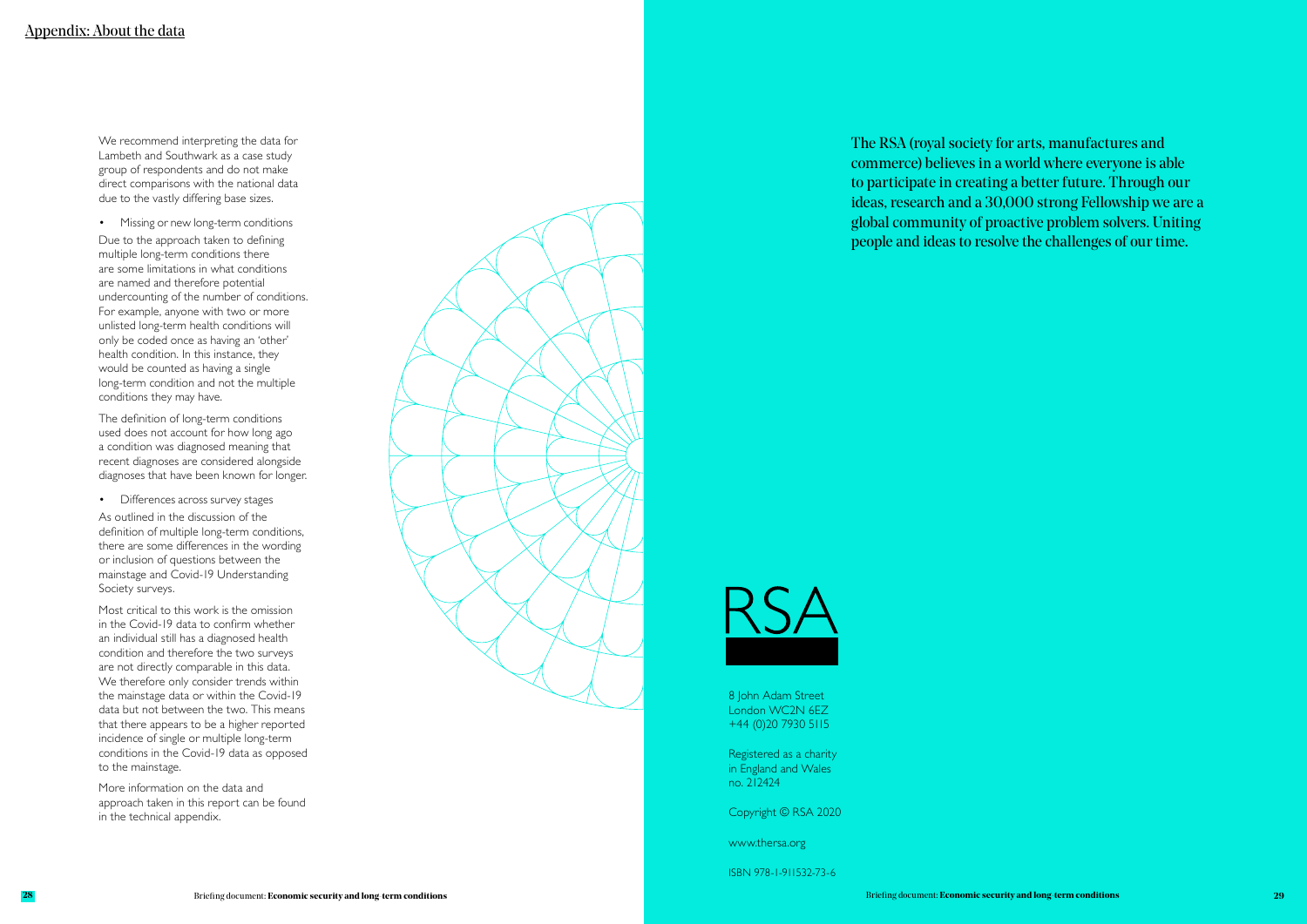## Appendix: About the data

We recommend interpreting the data for Lambeth and Southwark as a case study group of respondents and do not make direct comparisons with the national data due to the vastly differing base sizes.

- Missing or new long-term conditions

Due to the approach taken to defining multiple long-term conditions there are some limitations in what conditions are named and therefore potential undercounting of the number of conditions. For example, anyone with two or more unlisted long-term health conditions will only be coded once as having an 'other' health condition. In this instance, they would be counted as having a single long-term condition and not the multiple conditions they may have.

The definition of long-term conditions used does not account for how long ago a condition was diagnosed meaning that recent diagnoses are considered alongside diagnoses that have been known for longer.

- Differences across survey stages

As outlined in the discussion of the definition of multiple long-term conditions, there are some differences in the wording or inclusion of questions between the mainstage and Covid-19 Understanding Society surveys.

Most critical to this work is the omission in the Covid-19 data to confirm whether an individual still has a diagnosed health condition and therefore the two surveys are not directly comparable in this data. We therefore only consider trends within the mainstage data or within the Covid-19 data but not between the two. This means that there appears to be a higher reported incidence of single or multiple long-term conditions in the Covid-19 data as opposed to the mainstage.

More information on the data and approach taken in this report can be found in the technical appendix.

The RSA (royal society for arts, manufactures and commerce) believes in a world where everyone is able to participate in creating a better future. Through our ideas, research and a 30,000 strong Fellowship we are a global community of proactive problem solvers. Uniting people and ideas to resolve the challenges of our time.

RSA

8 John Adam Street
London WC2N 6EZ
+44 (0)20 7930 5115

Registered as a charity
in England and Wales
no. 212424

Copyright © RSA 2020

www.thersa.org

ISBN 978-1-911532-73-6